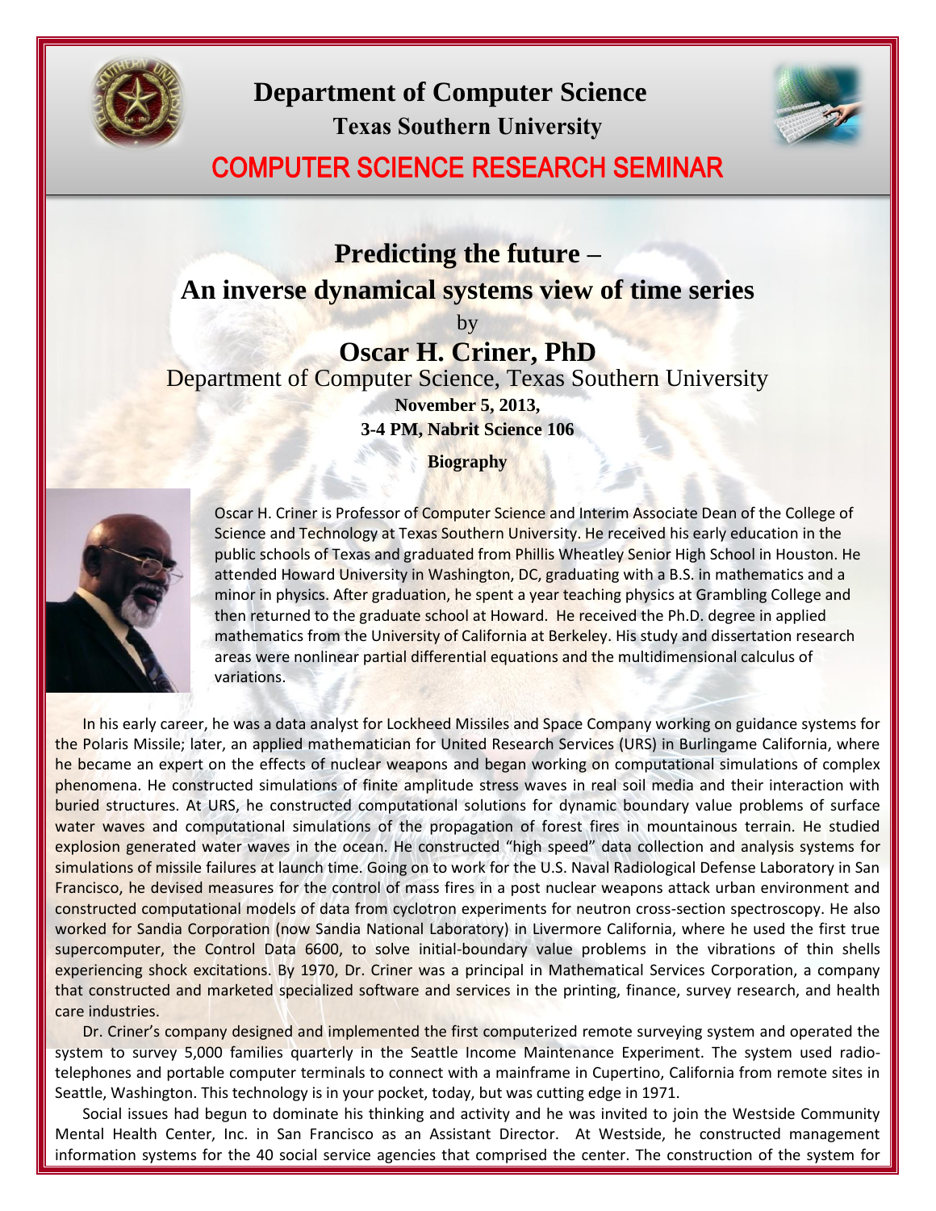# Department of Computer Science

**Texas Southern University**

## COMPUTER SCIENCE RESEARCH SEMINAR

## Predicting the future – An inverse dynamical systems view of time series

by

### Oscar H. Criner, PhD

Department of Computer Science, Texas Southern University

**November 5, 2013,**

**3-4 PM, Nabrit Science 106**

**Biography**

Oscar H. Criner is Professor of Computer Science and Interim Associate Dean of the College of Science and Technology at Texas Southern University. He received his early education in the public schools of Texas and graduated from Phillis Wheatley Senior High School in Houston. He attended Howard University in Washington, DC, graduating with a B.S. in mathematics and a minor in physics. After graduation, he spent a year teaching physics at Grambling College and then returned to the graduate school at Howard. He received the Ph.D. degree in applied mathematics from the University of California at Berkeley. His study and dissertation research areas were nonlinear partial differential equations and the multidimensional calculus of variations.

In his early career, he was a data analyst for Lockheed Missiles and Space Company working on guidance systems for the Polaris Missile; later, an applied mathematician for United Research Services (URS) in Burlingame California, where he became an expert on the effects of nuclear weapons and began working on computational simulations of complex phenomena. He constructed simulations of finite amplitude stress waves in real soil media and their interaction with buried structures. At URS, he constructed computational solutions for dynamic boundary value problems of surface water waves and computational simulations of the propagation of forest fires in mountainous terrain. He studied explosion generated water waves in the ocean. He constructed "high speed" data collection and analysis systems for simulations of missile failures at launch time. Going on to work for the U.S. Naval Radiological Defense Laboratory in San Francisco, he devised measures for the control of mass fires in a post nuclear weapons attack urban environment and constructed computational models of data from cyclotron experiments for neutron cross-section spectroscopy. He also worked for Sandia Corporation (now Sandia National Laboratory) in Livermore California, where he used the first true supercomputer, the Control Data 6600, to solve initial-boundary value problems in the vibrations of thin shells experiencing shock excitations. By 1970, Dr. Criner was a principal in Mathematical Services Corporation, a company that constructed and marketed specialized software and services in the printing, finance, survey research, and health care industries.

Dr. Criner's company designed and implemented the first computerized remote surveying system and operated the system to survey 5,000 families quarterly in the Seattle Income Maintenance Experiment. The system used radio-telephones and portable computer terminals to connect with a mainframe in Cupertino, California from remote sites in Seattle, Washington. This technology is in your pocket, today, but was cutting edge in 1971.

Social issues had begun to dominate his thinking and activity and he was invited to join the Westside Community Mental Health Center, Inc. in San Francisco as an Assistant Director. At Westside, he constructed management information systems for the 40 social service agencies that comprised the center. The construction of the system for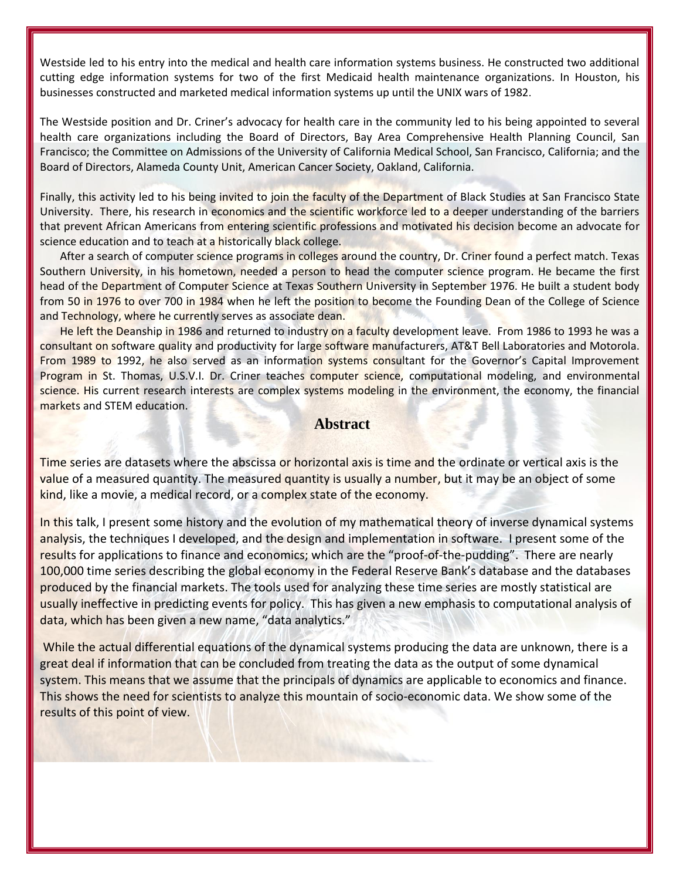Westside led to his entry into the medical and health care information systems business. He constructed two additional cutting edge information systems for two of the first Medicaid health maintenance organizations. In Houston, his businesses constructed and marketed medical information systems up until the UNIX wars of 1982.

The Westside position and Dr. Criner's advocacy for health care in the community led to his being appointed to several health care organizations including the Board of Directors, Bay Area Comprehensive Health Planning Council, San Francisco; the Committee on Admissions of the University of California Medical School, San Francisco, California; and the Board of Directors, Alameda County Unit, American Cancer Society, Oakland, California.

Finally, this activity led to his being invited to join the faculty of the Department of Black Studies at San Francisco State University. There, his research in economics and the scientific workforce led to a deeper understanding of the barriers that prevent African Americans from entering scientific professions and motivated his decision become an advocate for science education and to teach at a historically black college.

After a search of computer science programs in colleges around the country, Dr. Criner found a perfect match. Texas Southern University, in his hometown, needed a person to head the computer science program. He became the first head of the Department of Computer Science at Texas Southern University in September 1976. He built a student body from 50 in 1976 to over 700 in 1984 when he left the position to become the Founding Dean of the College of Science and Technology, where he currently serves as associate dean.

He left the Deanship in 1986 and returned to industry on a faculty development leave. From 1986 to 1993 he was a consultant on software quality and productivity for large software manufacturers, AT&T Bell Laboratories and Motorola. From 1989 to 1992, he also served as an information systems consultant for the Governor's Capital Improvement Program in St. Thomas, U.S.V.I. Dr. Criner teaches computer science, computational modeling, and environmental science. His current research interests are complex systems modeling in the environment, the economy, the financial markets and STEM education.

## Abstract

Time series are datasets where the abscissa or horizontal axis is time and the ordinate or vertical axis is the value of a measured quantity. The measured quantity is usually a number, but it may be an object of some kind, like a movie, a medical record, or a complex state of the economy.

In this talk, I present some history and the evolution of my mathematical theory of inverse dynamical systems analysis, the techniques I developed, and the design and implementation in software. I present some of the results for applications to finance and economics; which are the "proof-of-the-pudding". There are nearly 100,000 time series describing the global economy in the Federal Reserve Bank's database and the databases produced by the financial markets. The tools used for analyzing these time series are mostly statistical are usually ineffective in predicting events for policy. This has given a new emphasis to computational analysis of data, which has been given a new name, "data analytics."

While the actual differential equations of the dynamical systems producing the data are unknown, there is a great deal if information that can be concluded from treating the data as the output of some dynamical system. This means that we assume that the principals of dynamics are applicable to economics and finance. This shows the need for scientists to analyze this mountain of socio-economic data. We show some of the results of this point of view.